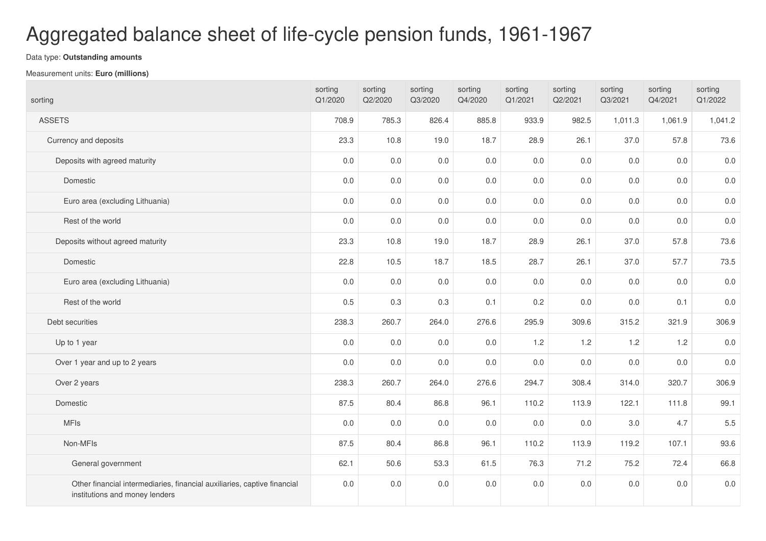# Aggregated balance sheet of life-cycle pension funds, 1961-1967

Data type: **Outstanding amounts**

Measurement units: **Euro (millions)**

| sorting | sorting Q1/2020 | sorting Q2/2020 | sorting Q3/2020 | sorting Q4/2020 | sorting Q1/2021 | sorting Q2/2021 | sorting Q3/2021 | sorting Q4/2021 | sorting Q1/2022 |
|---|---|---|---|---|---|---|---|---|---|
| ASSETS | 708.9 | 785.3 | 826.4 | 885.8 | 933.9 | 982.5 | 1,011.3 | 1,061.9 | 1,041.2 |
| Currency and deposits | 23.3 | 10.8 | 19.0 | 18.7 | 28.9 | 26.1 | 37.0 | 57.8 | 73.6 |
| Deposits with agreed maturity | 0.0 | 0.0 | 0.0 | 0.0 | 0.0 | 0.0 | 0.0 | 0.0 | 0.0 |
| Domestic | 0.0 | 0.0 | 0.0 | 0.0 | 0.0 | 0.0 | 0.0 | 0.0 | 0.0 |
| Euro area (excluding Lithuania) | 0.0 | 0.0 | 0.0 | 0.0 | 0.0 | 0.0 | 0.0 | 0.0 | 0.0 |
| Rest of the world | 0.0 | 0.0 | 0.0 | 0.0 | 0.0 | 0.0 | 0.0 | 0.0 | 0.0 |
| Deposits without agreed maturity | 23.3 | 10.8 | 19.0 | 18.7 | 28.9 | 26.1 | 37.0 | 57.8 | 73.6 |
| Domestic | 22.8 | 10.5 | 18.7 | 18.5 | 28.7 | 26.1 | 37.0 | 57.7 | 73.5 |
| Euro area (excluding Lithuania) | 0.0 | 0.0 | 0.0 | 0.0 | 0.0 | 0.0 | 0.0 | 0.0 | 0.0 |
| Rest of the world | 0.5 | 0.3 | 0.3 | 0.1 | 0.2 | 0.0 | 0.0 | 0.1 | 0.0 |
| Debt securities | 238.3 | 260.7 | 264.0 | 276.6 | 295.9 | 309.6 | 315.2 | 321.9 | 306.9 |
| Up to 1 year | 0.0 | 0.0 | 0.0 | 0.0 | 1.2 | 1.2 | 1.2 | 1.2 | 0.0 |
| Over 1 year and up to 2 years | 0.0 | 0.0 | 0.0 | 0.0 | 0.0 | 0.0 | 0.0 | 0.0 | 0.0 |
| Over 2 years | 238.3 | 260.7 | 264.0 | 276.6 | 294.7 | 308.4 | 314.0 | 320.7 | 306.9 |
| Domestic | 87.5 | 80.4 | 86.8 | 96.1 | 110.2 | 113.9 | 122.1 | 111.8 | 99.1 |
| MFIs | 0.0 | 0.0 | 0.0 | 0.0 | 0.0 | 0.0 | 3.0 | 4.7 | 5.5 |
| Non-MFIs | 87.5 | 80.4 | 86.8 | 96.1 | 110.2 | 113.9 | 119.2 | 107.1 | 93.6 |
| General government | 62.1 | 50.6 | 53.3 | 61.5 | 76.3 | 71.2 | 75.2 | 72.4 | 66.8 |
| Other financial intermediaries, financial auxiliaries, captive financial institutions and money lenders | 0.0 | 0.0 | 0.0 | 0.0 | 0.0 | 0.0 | 0.0 | 0.0 | 0.0 |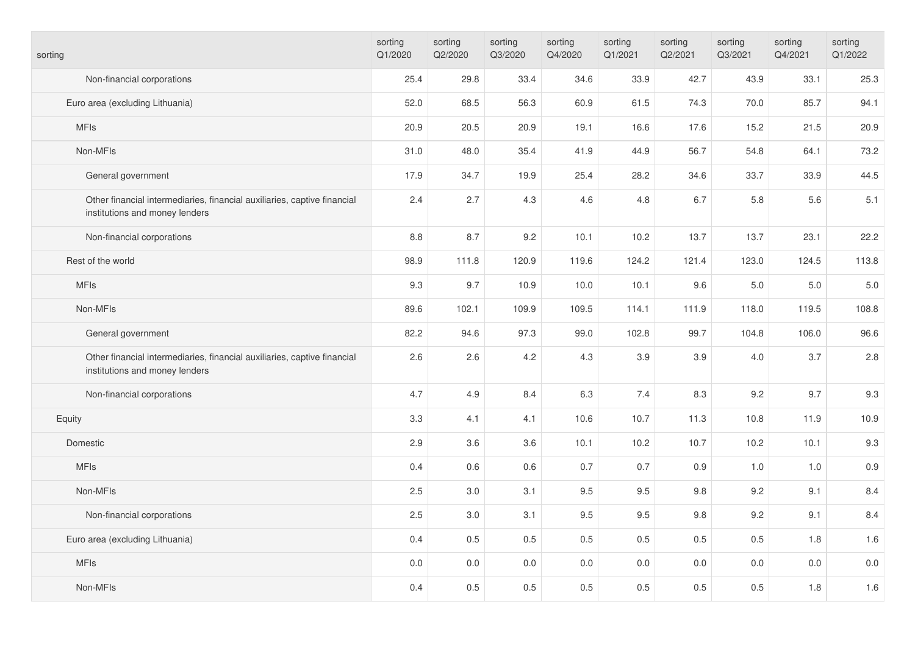| sorting | sorting Q1/2020 | sorting Q2/2020 | sorting Q3/2020 | sorting Q4/2020 | sorting Q1/2021 | sorting Q2/2021 | sorting Q3/2021 | sorting Q4/2021 | sorting Q1/2022 |
|---|---|---|---|---|---|---|---|---|---|
| Non-financial corporations | 25.4 | 29.8 | 33.4 | 34.6 | 33.9 | 42.7 | 43.9 | 33.1 | 25.3 |
| Euro area (excluding Lithuania) | 52.0 | 68.5 | 56.3 | 60.9 | 61.5 | 74.3 | 70.0 | 85.7 | 94.1 |
| MFIs | 20.9 | 20.5 | 20.9 | 19.1 | 16.6 | 17.6 | 15.2 | 21.5 | 20.9 |
| Non-MFIs | 31.0 | 48.0 | 35.4 | 41.9 | 44.9 | 56.7 | 54.8 | 64.1 | 73.2 |
| General government | 17.9 | 34.7 | 19.9 | 25.4 | 28.2 | 34.6 | 33.7 | 33.9 | 44.5 |
| Other financial intermediaries, financial auxiliaries, captive financial institutions and money lenders | 2.4 | 2.7 | 4.3 | 4.6 | 4.8 | 6.7 | 5.8 | 5.6 | 5.1 |
| Non-financial corporations | 8.8 | 8.7 | 9.2 | 10.1 | 10.2 | 13.7 | 13.7 | 23.1 | 22.2 |
| Rest of the world | 98.9 | 111.8 | 120.9 | 119.6 | 124.2 | 121.4 | 123.0 | 124.5 | 113.8 |
| MFIs | 9.3 | 9.7 | 10.9 | 10.0 | 10.1 | 9.6 | 5.0 | 5.0 | 5.0 |
| Non-MFIs | 89.6 | 102.1 | 109.9 | 109.5 | 114.1 | 111.9 | 118.0 | 119.5 | 108.8 |
| General government | 82.2 | 94.6 | 97.3 | 99.0 | 102.8 | 99.7 | 104.8 | 106.0 | 96.6 |
| Other financial intermediaries, financial auxiliaries, captive financial institutions and money lenders | 2.6 | 2.6 | 4.2 | 4.3 | 3.9 | 3.9 | 4.0 | 3.7 | 2.8 |
| Non-financial corporations | 4.7 | 4.9 | 8.4 | 6.3 | 7.4 | 8.3 | 9.2 | 9.7 | 9.3 |
| Equity | 3.3 | 4.1 | 4.1 | 10.6 | 10.7 | 11.3 | 10.8 | 11.9 | 10.9 |
| Domestic | 2.9 | 3.6 | 3.6 | 10.1 | 10.2 | 10.7 | 10.2 | 10.1 | 9.3 |
| MFIs | 0.4 | 0.6 | 0.6 | 0.7 | 0.7 | 0.9 | 1.0 | 1.0 | 0.9 |
| Non-MFIs | 2.5 | 3.0 | 3.1 | 9.5 | 9.5 | 9.8 | 9.2 | 9.1 | 8.4 |
| Non-financial corporations | 2.5 | 3.0 | 3.1 | 9.5 | 9.5 | 9.8 | 9.2 | 9.1 | 8.4 |
| Euro area (excluding Lithuania) | 0.4 | 0.5 | 0.5 | 0.5 | 0.5 | 0.5 | 0.5 | 1.8 | 1.6 |
| MFIs | 0.0 | 0.0 | 0.0 | 0.0 | 0.0 | 0.0 | 0.0 | 0.0 | 0.0 |
| Non-MFIs | 0.4 | 0.5 | 0.5 | 0.5 | 0.5 | 0.5 | 0.5 | 1.8 | 1.6 |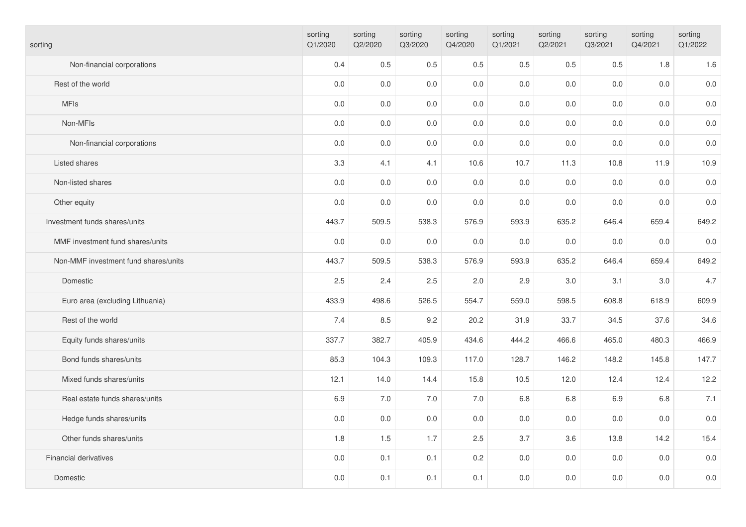| sorting | sorting Q1/2020 | sorting Q2/2020 | sorting Q3/2020 | sorting Q4/2020 | sorting Q1/2021 | sorting Q2/2021 | sorting Q3/2021 | sorting Q4/2021 | sorting Q1/2022 |
|---|---|---|---|---|---|---|---|---|---|
| Non-financial corporations | 0.4 | 0.5 | 0.5 | 0.5 | 0.5 | 0.5 | 0.5 | 1.8 | 1.6 |
| Rest of the world | 0.0 | 0.0 | 0.0 | 0.0 | 0.0 | 0.0 | 0.0 | 0.0 | 0.0 |
| MFIs | 0.0 | 0.0 | 0.0 | 0.0 | 0.0 | 0.0 | 0.0 | 0.0 | 0.0 |
| Non-MFIs | 0.0 | 0.0 | 0.0 | 0.0 | 0.0 | 0.0 | 0.0 | 0.0 | 0.0 |
| Non-financial corporations | 0.0 | 0.0 | 0.0 | 0.0 | 0.0 | 0.0 | 0.0 | 0.0 | 0.0 |
| Listed shares | 3.3 | 4.1 | 4.1 | 10.6 | 10.7 | 11.3 | 10.8 | 11.9 | 10.9 |
| Non-listed shares | 0.0 | 0.0 | 0.0 | 0.0 | 0.0 | 0.0 | 0.0 | 0.0 | 0.0 |
| Other equity | 0.0 | 0.0 | 0.0 | 0.0 | 0.0 | 0.0 | 0.0 | 0.0 | 0.0 |
| Investment funds shares/units | 443.7 | 509.5 | 538.3 | 576.9 | 593.9 | 635.2 | 646.4 | 659.4 | 649.2 |
| MMF investment fund shares/units | 0.0 | 0.0 | 0.0 | 0.0 | 0.0 | 0.0 | 0.0 | 0.0 | 0.0 |
| Non-MMF investment fund shares/units | 443.7 | 509.5 | 538.3 | 576.9 | 593.9 | 635.2 | 646.4 | 659.4 | 649.2 |
| Domestic | 2.5 | 2.4 | 2.5 | 2.0 | 2.9 | 3.0 | 3.1 | 3.0 | 4.7 |
| Euro area (excluding Lithuania) | 433.9 | 498.6 | 526.5 | 554.7 | 559.0 | 598.5 | 608.8 | 618.9 | 609.9 |
| Rest of the world | 7.4 | 8.5 | 9.2 | 20.2 | 31.9 | 33.7 | 34.5 | 37.6 | 34.6 |
| Equity funds shares/units | 337.7 | 382.7 | 405.9 | 434.6 | 444.2 | 466.6 | 465.0 | 480.3 | 466.9 |
| Bond funds shares/units | 85.3 | 104.3 | 109.3 | 117.0 | 128.7 | 146.2 | 148.2 | 145.8 | 147.7 |
| Mixed funds shares/units | 12.1 | 14.0 | 14.4 | 15.8 | 10.5 | 12.0 | 12.4 | 12.4 | 12.2 |
| Real estate funds shares/units | 6.9 | 7.0 | 7.0 | 7.0 | 6.8 | 6.8 | 6.9 | 6.8 | 7.1 |
| Hedge funds shares/units | 0.0 | 0.0 | 0.0 | 0.0 | 0.0 | 0.0 | 0.0 | 0.0 | 0.0 |
| Other funds shares/units | 1.8 | 1.5 | 1.7 | 2.5 | 3.7 | 3.6 | 13.8 | 14.2 | 15.4 |
| Financial derivatives | 0.0 | 0.1 | 0.1 | 0.2 | 0.0 | 0.0 | 0.0 | 0.0 | 0.0 |
| Domestic | 0.0 | 0.1 | 0.1 | 0.1 | 0.0 | 0.0 | 0.0 | 0.0 | 0.0 |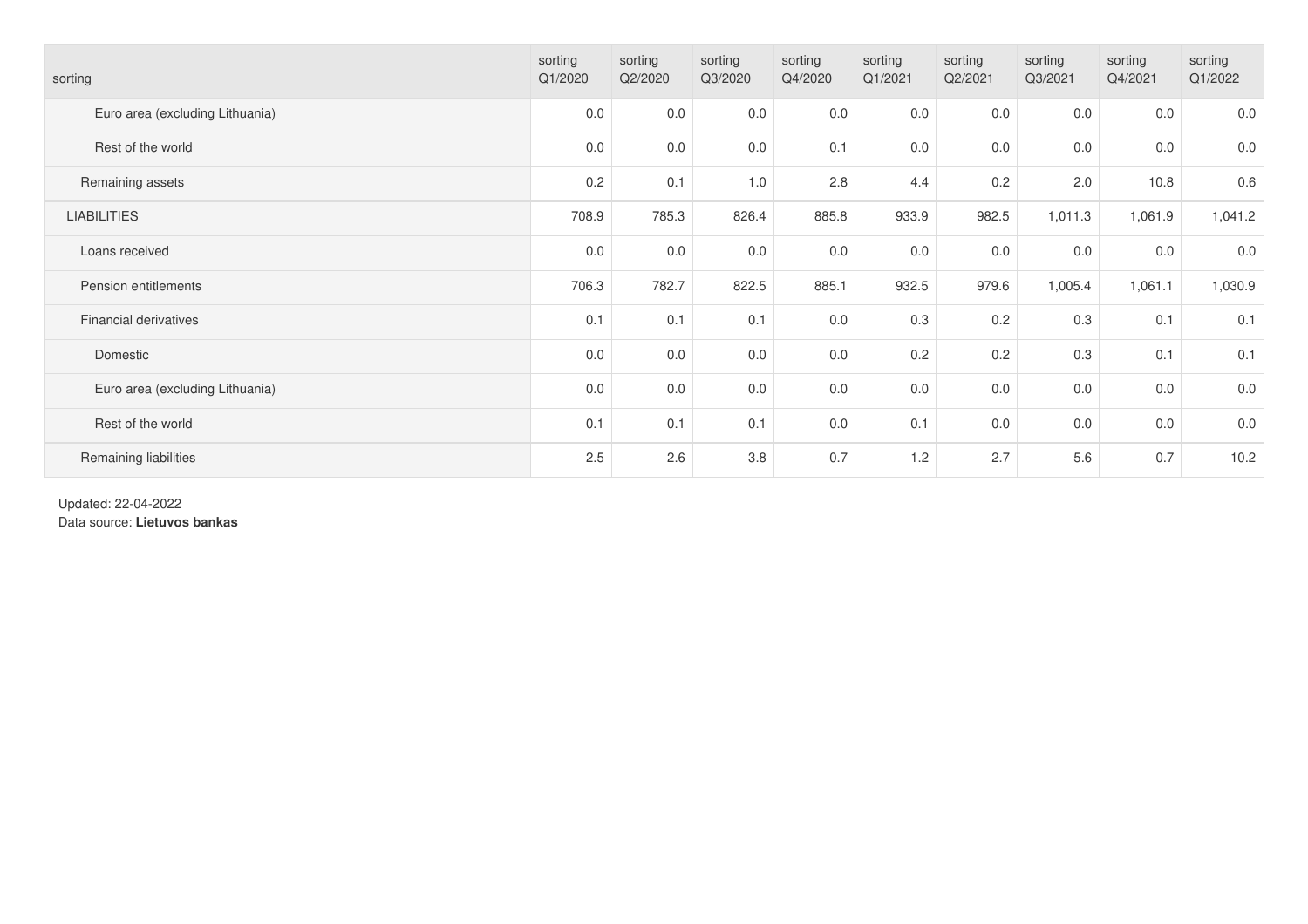| sorting | sorting Q1/2020 | sorting Q2/2020 | sorting Q3/2020 | sorting Q4/2020 | sorting Q1/2021 | sorting Q2/2021 | sorting Q3/2021 | sorting Q4/2021 | sorting Q1/2022 |
|---|---|---|---|---|---|---|---|---|---|
| Euro area (excluding Lithuania) | 0.0 | 0.0 | 0.0 | 0.0 | 0.0 | 0.0 | 0.0 | 0.0 | 0.0 |
| Rest of the world | 0.0 | 0.0 | 0.0 | 0.1 | 0.0 | 0.0 | 0.0 | 0.0 | 0.0 |
| Remaining assets | 0.2 | 0.1 | 1.0 | 2.8 | 4.4 | 0.2 | 2.0 | 10.8 | 0.6 |
| LIABILITIES | 708.9 | 785.3 | 826.4 | 885.8 | 933.9 | 982.5 | 1,011.3 | 1,061.9 | 1,041.2 |
| Loans received | 0.0 | 0.0 | 0.0 | 0.0 | 0.0 | 0.0 | 0.0 | 0.0 | 0.0 |
| Pension entitlements | 706.3 | 782.7 | 822.5 | 885.1 | 932.5 | 979.6 | 1,005.4 | 1,061.1 | 1,030.9 |
| Financial derivatives | 0.1 | 0.1 | 0.1 | 0.0 | 0.3 | 0.2 | 0.3 | 0.1 | 0.1 |
| Domestic | 0.0 | 0.0 | 0.0 | 0.0 | 0.2 | 0.2 | 0.3 | 0.1 | 0.1 |
| Euro area (excluding Lithuania) | 0.0 | 0.0 | 0.0 | 0.0 | 0.0 | 0.0 | 0.0 | 0.0 | 0.0 |
| Rest of the world | 0.1 | 0.1 | 0.1 | 0.0 | 0.1 | 0.0 | 0.0 | 0.0 | 0.0 |
| Remaining liabilities | 2.5 | 2.6 | 3.8 | 0.7 | 1.2 | 2.7 | 5.6 | 0.7 | 10.2 |

Updated: 22-04-2022
Data source: **Lietuvos bankas**